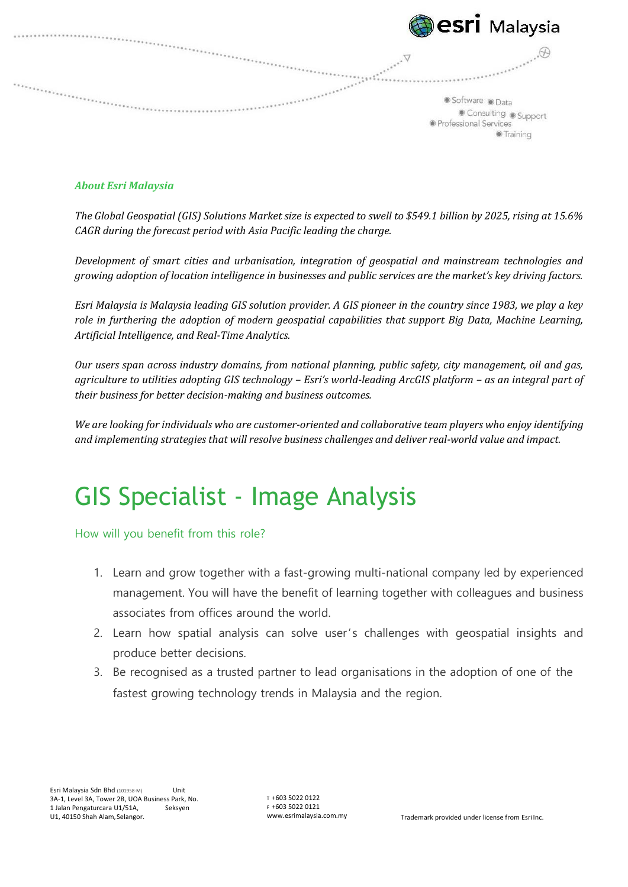***About Esri Malaysia***

*The Global Geospatial (GIS) Solutions Market size is expected to swell to $549.1 billion by 2025, rising at 15.6% CAGR during the forecast period with Asia Pacific leading the charge.*

*Development of smart cities and urbanisation, integration of geospatial and mainstream technologies and growing adoption of location intelligence in businesses and public services are the market's key driving factors.*

*Esri Malaysia is Malaysia leading GIS solution provider. A GIS pioneer in the country since 1983, we play a key role in furthering the adoption of modern geospatial capabilities that support Big Data, Machine Learning, Artificial Intelligence, and Real-Time Analytics.*

*Our users span across industry domains, from national planning, public safety, city management, oil and gas, agriculture to utilities adopting GIS technology – Esri's world-leading ArcGIS platform – as an integral part of their business for better decision-making and business outcomes.*

*We are looking for individuals who are customer-oriented and collaborative team players who enjoy identifying and implementing strategies that will resolve business challenges and deliver real-world value and impact.*

# GIS Specialist - Image Analysis

## How will you benefit from this role?

1. Learn and grow together with a fast-growing multi-national company led by experienced management. You will have the benefit of learning together with colleagues and business associates from offices around the world.
2. Learn how spatial analysis can solve user's challenges with geospatial insights and produce better decisions.
3. Be recognised as a trusted partner to lead organisations in the adoption of one of the fastest growing technology trends in Malaysia and the region.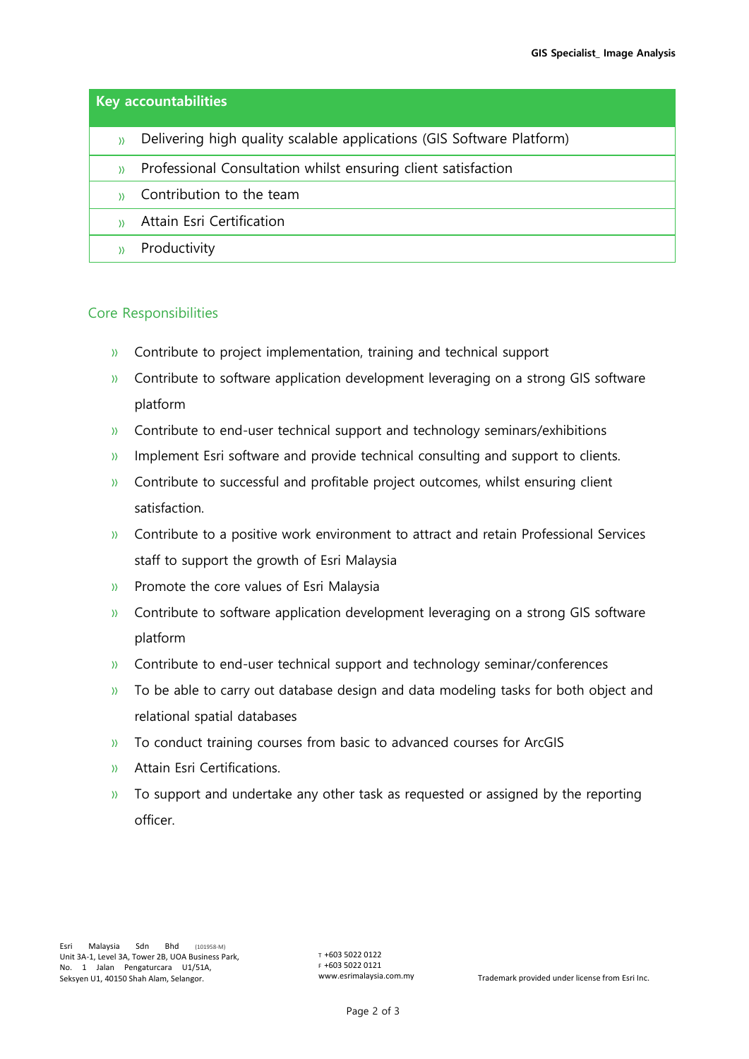| Key accountabilities |
|---|
| Delivering high quality scalable applications (GIS Software Platform) |
| Professional Consultation whilst ensuring client satisfaction |
| Contribution to the team |
| Attain Esri Certification |
| Productivity |

## Core Responsibilities

- Contribute to project implementation, training and technical support
- Contribute to software application development leveraging on a strong GIS software platform
- Contribute to end-user technical support and technology seminars/exhibitions
- Implement Esri software and provide technical consulting and support to clients.
- Contribute to successful and profitable project outcomes, whilst ensuring client satisfaction.
- Contribute to a positive work environment to attract and retain Professional Services staff to support the growth of Esri Malaysia
- Promote the core values of Esri Malaysia
- Contribute to software application development leveraging on a strong GIS software platform
- Contribute to end-user technical support and technology seminar/conferences
- To be able to carry out database design and data modeling tasks for both object and relational spatial databases
- To conduct training courses from basic to advanced courses for ArcGIS
- Attain Esri Certifications.
- To support and undertake any other task as requested or assigned by the reporting officer.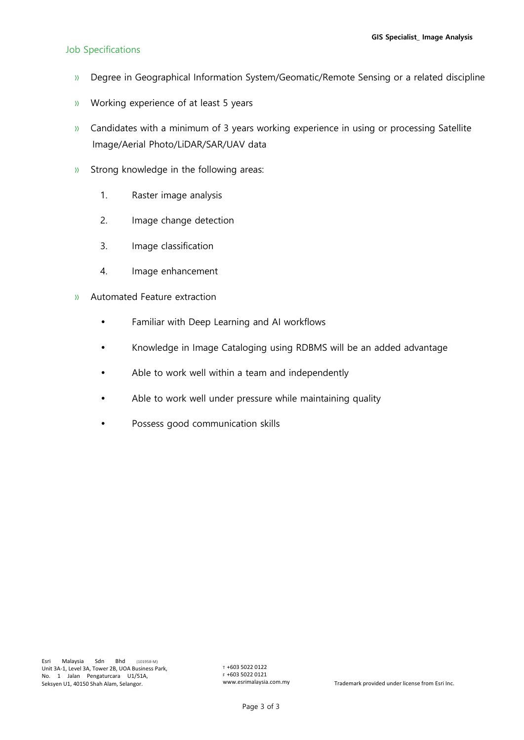## Job Specifications

- Degree in Geographical Information System/Geomatic/Remote Sensing or a related discipline
- Working experience of at least 5 years
- Candidates with a minimum of 3 years working experience in using or processing Satellite Image/Aerial Photo/LiDAR/SAR/UAV data
- Strong knowledge in the following areas:
  1. Raster image analysis
  2. Image change detection
  3. Image classification
  4. Image enhancement
- Automated Feature extraction
  - Familiar with Deep Learning and AI workflows
  - Knowledge in Image Cataloging using RDBMS will be an added advantage
  - Able to work well within a team and independently
  - Able to work well under pressure while maintaining quality
  - Possess good communication skills

Esri Malaysia Sdn Bhd (101958-M)
Unit 3A-1, Level 3A, Tower 2B, UOA Business Park,
No. 1 Jalan Pengaturcara U1/51A,
Seksyen U1, 40150 Shah Alam, Selangor.

T +603 5022 0122
F +603 5022 0121
www.esrimalaysia.com.my

Trademark provided under license from Esri Inc.